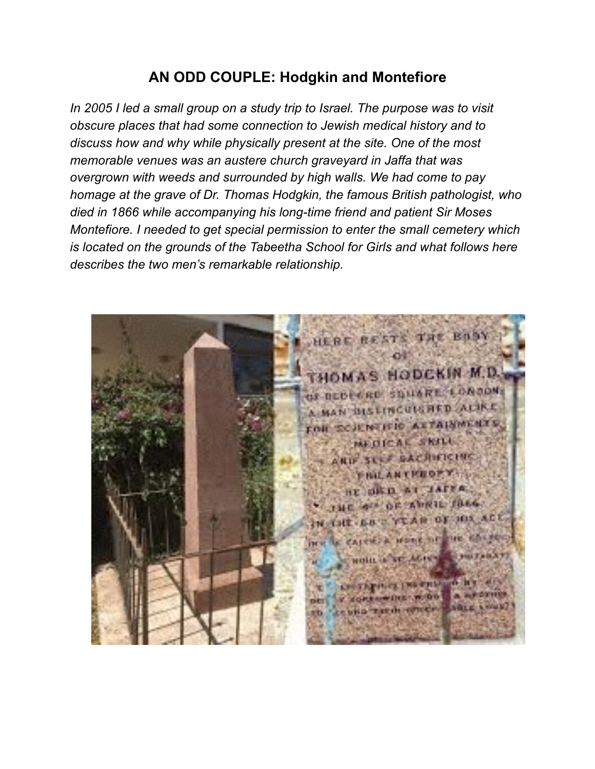# AN ODD COUPLE: Hodgkin and Montefiore

*In 2005 I led a small group on a study trip to Israel. The purpose was to visit obscure places that had some connection to Jewish medical history and to discuss how and why while physically present at the site. One of the most memorable venues was an austere church graveyard in Jaffa that was overgrown with weeds and surrounded by high walls. We had come to pay homage at the grave of Dr. Thomas Hodgkin, the famous British pathologist, who died in 1866 while accompanying his long-time friend and patient Sir Moses Montefiore. I needed to get special permission to enter the small cemetery which is located on the grounds of the Tabeetha School for Girls and what follows here describes the two men's remarkable relationship.*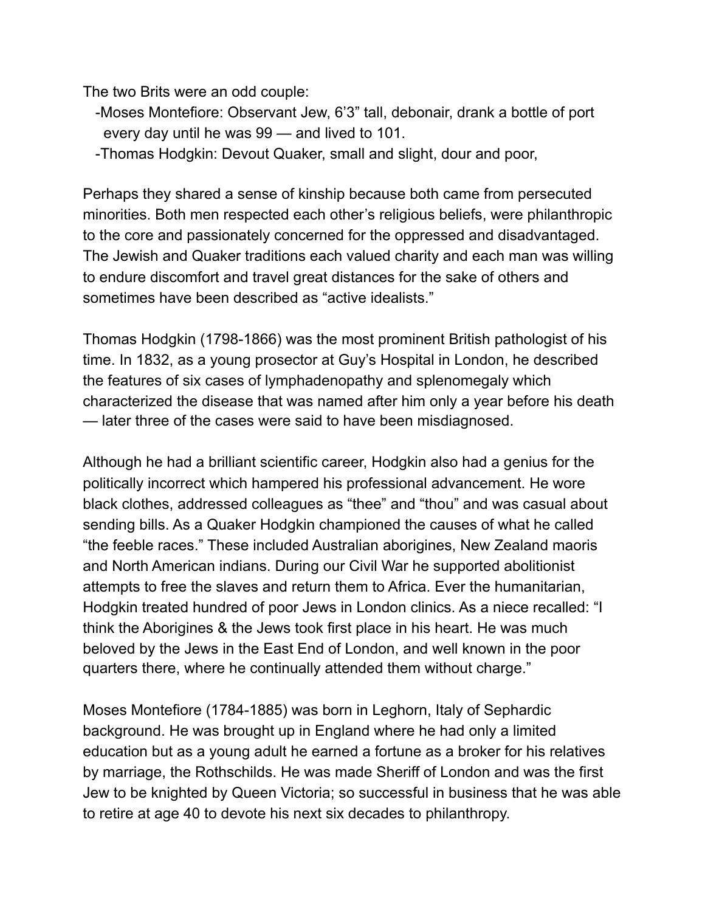The two Brits were an odd couple:

- -Moses Montefiore: Observant Jew, 6'3" tall, debonair, drank a bottle of port every day until he was 99 — and lived to 101.
- -Thomas Hodgkin: Devout Quaker, small and slight, dour and poor,

Perhaps they shared a sense of kinship because both came from persecuted minorities. Both men respected each other's religious beliefs, were philanthropic to the core and passionately concerned for the oppressed and disadvantaged. The Jewish and Quaker traditions each valued charity and each man was willing to endure discomfort and travel great distances for the sake of others and sometimes have been described as "active idealists."

Thomas Hodgkin (1798-1866) was the most prominent British pathologist of his time. In 1832, as a young prosector at Guy's Hospital in London, he described the features of six cases of lymphadenopathy and splenomegaly which characterized the disease that was named after him only a year before his death — later three of the cases were said to have been misdiagnosed.

Although he had a brilliant scientific career, Hodgkin also had a genius for the politically incorrect which hampered his professional advancement. He wore black clothes, addressed colleagues as "thee" and "thou" and was casual about sending bills. As a Quaker Hodgkin championed the causes of what he called "the feeble races." These included Australian aborigines, New Zealand maoris and North American indians. During our Civil War he supported abolitionist attempts to free the slaves and return them to Africa. Ever the humanitarian, Hodgkin treated hundred of poor Jews in London clinics. As a niece recalled: "I think the Aborigines & the Jews took first place in his heart. He was much beloved by the Jews in the East End of London, and well known in the poor quarters there, where he continually attended them without charge."

Moses Montefiore (1784-1885) was born in Leghorn, Italy of Sephardic background. He was brought up in England where he had only a limited education but as a young adult he earned a fortune as a broker for his relatives by marriage, the Rothschilds. He was made Sheriff of London and was the first Jew to be knighted by Queen Victoria; so successful in business that he was able to retire at age 40 to devote his next six decades to philanthropy.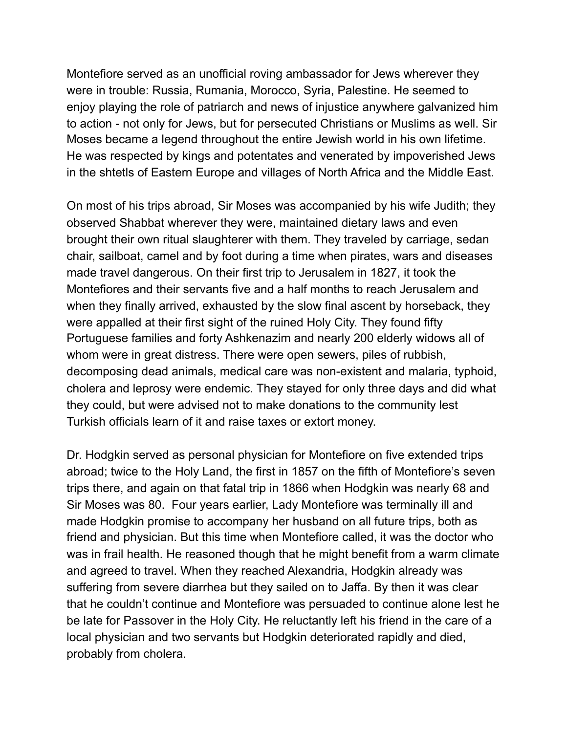Montefiore served as an unofficial roving ambassador for Jews wherever they were in trouble: Russia, Rumania, Morocco, Syria, Palestine. He seemed to enjoy playing the role of patriarch and news of injustice anywhere galvanized him to action - not only for Jews, but for persecuted Christians or Muslims as well. Sir Moses became a legend throughout the entire Jewish world in his own lifetime. He was respected by kings and potentates and venerated by impoverished Jews in the shtetls of Eastern Europe and villages of North Africa and the Middle East.

On most of his trips abroad, Sir Moses was accompanied by his wife Judith; they observed Shabbat wherever they were, maintained dietary laws and even brought their own ritual slaughterer with them. They traveled by carriage, sedan chair, sailboat, camel and by foot during a time when pirates, wars and diseases made travel dangerous. On their first trip to Jerusalem in 1827, it took the Montefiores and their servants five and a half months to reach Jerusalem and when they finally arrived, exhausted by the slow final ascent by horseback, they were appalled at their first sight of the ruined Holy City. They found fifty Portuguese families and forty Ashkenazim and nearly 200 elderly widows all of whom were in great distress. There were open sewers, piles of rubbish, decomposing dead animals, medical care was non-existent and malaria, typhoid, cholera and leprosy were endemic. They stayed for only three days and did what they could, but were advised not to make donations to the community lest Turkish officials learn of it and raise taxes or extort money.

Dr. Hodgkin served as personal physician for Montefiore on five extended trips abroad; twice to the Holy Land, the first in 1857 on the fifth of Montefiore's seven trips there, and again on that fatal trip in 1866 when Hodgkin was nearly 68 and Sir Moses was 80. Four years earlier, Lady Montefiore was terminally ill and made Hodgkin promise to accompany her husband on all future trips, both as friend and physician. But this time when Montefiore called, it was the doctor who was in frail health. He reasoned though that he might benefit from a warm climate and agreed to travel. When they reached Alexandria, Hodgkin already was suffering from severe diarrhea but they sailed on to Jaffa. By then it was clear that he couldn't continue and Montefiore was persuaded to continue alone lest he be late for Passover in the Holy City. He reluctantly left his friend in the care of a local physician and two servants but Hodgkin deteriorated rapidly and died, probably from cholera.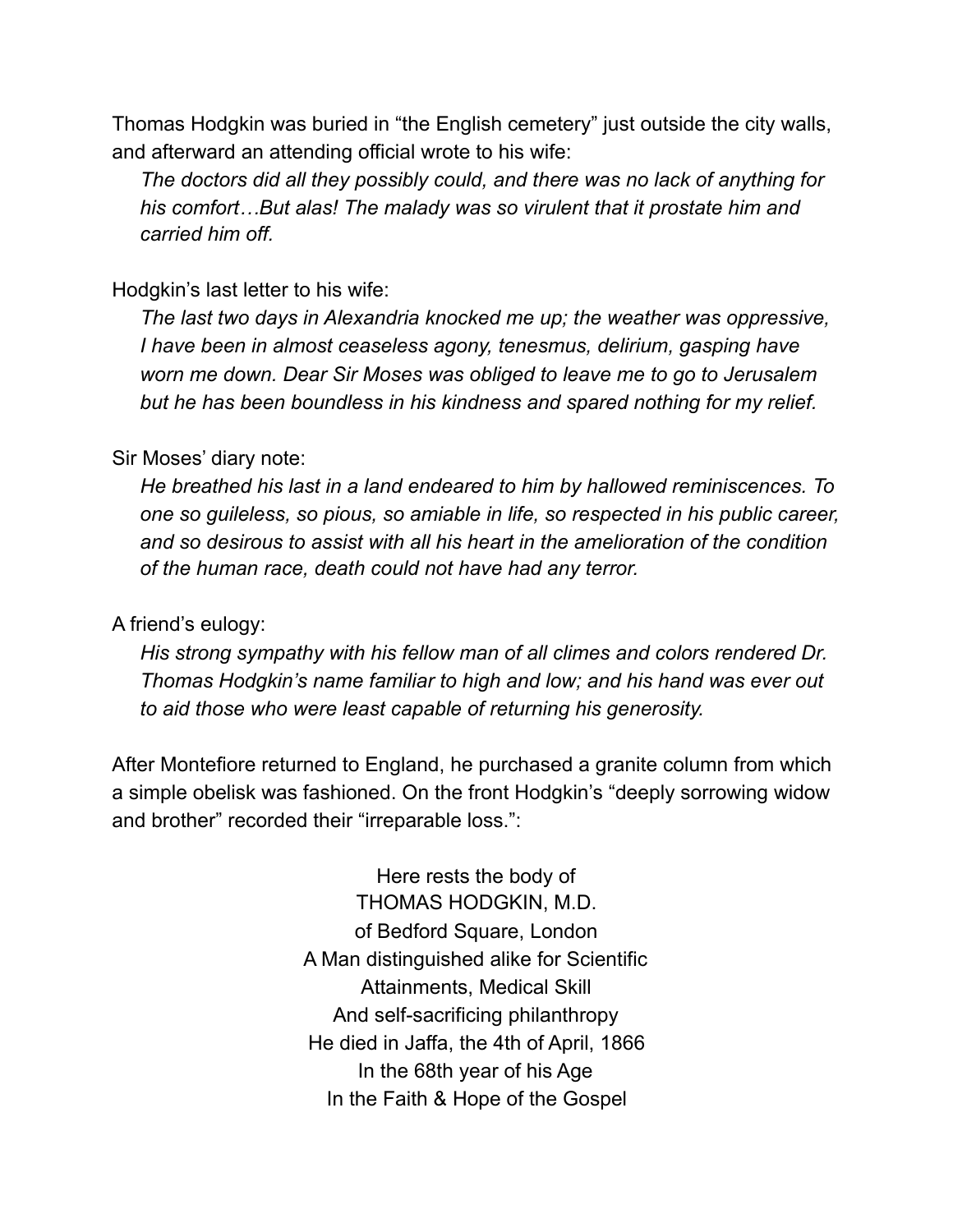Thomas Hodgkin was buried in “the English cemetery” just outside the city walls, and afterward an attending official wrote to his wife:

> *The doctors did all they possibly could, and there was no lack of anything for his comfort…But alas! The malady was so virulent that it prostate him and carried him off.*

Hodgkin’s last letter to his wife:

> *The last two days in Alexandria knocked me up; the weather was oppressive, I have been in almost ceaseless agony, tenesmus, delirium, gasping have worn me down. Dear Sir Moses was obliged to leave me to go to Jerusalem but he has been boundless in his kindness and spared nothing for my relief.*

Sir Moses’ diary note:

> *He breathed his last in a land endeared to him by hallowed reminiscences. To one so guileless, so pious, so amiable in life, so respected in his public career, and so desirous to assist with all his heart in the amelioration of the condition of the human race, death could not have had any terror.*

A friend’s eulogy:

> *His strong sympathy with his fellow man of all climes and colors rendered Dr. Thomas Hodgkin’s name familiar to high and low; and his hand was ever out to aid those who were least capable of returning his generosity.*

After Montefiore returned to England, he purchased a granite column from which a simple obelisk was fashioned. On the front Hodgkin’s “deeply sorrowing widow and brother” recorded their “irreparable loss.”:

<center>
Here rests the body of<br>
THOMAS HODGKIN, M.D.<br>
of Bedford Square, London<br>
A Man distinguished alike for Scientific<br>
Attainments, Medical Skill<br>
And self-sacrificing philanthropy<br>
He died in Jaffa, the 4th of April, 1866<br>
In the 68th year of his Age<br>
In the Faith & Hope of the Gospel
</center>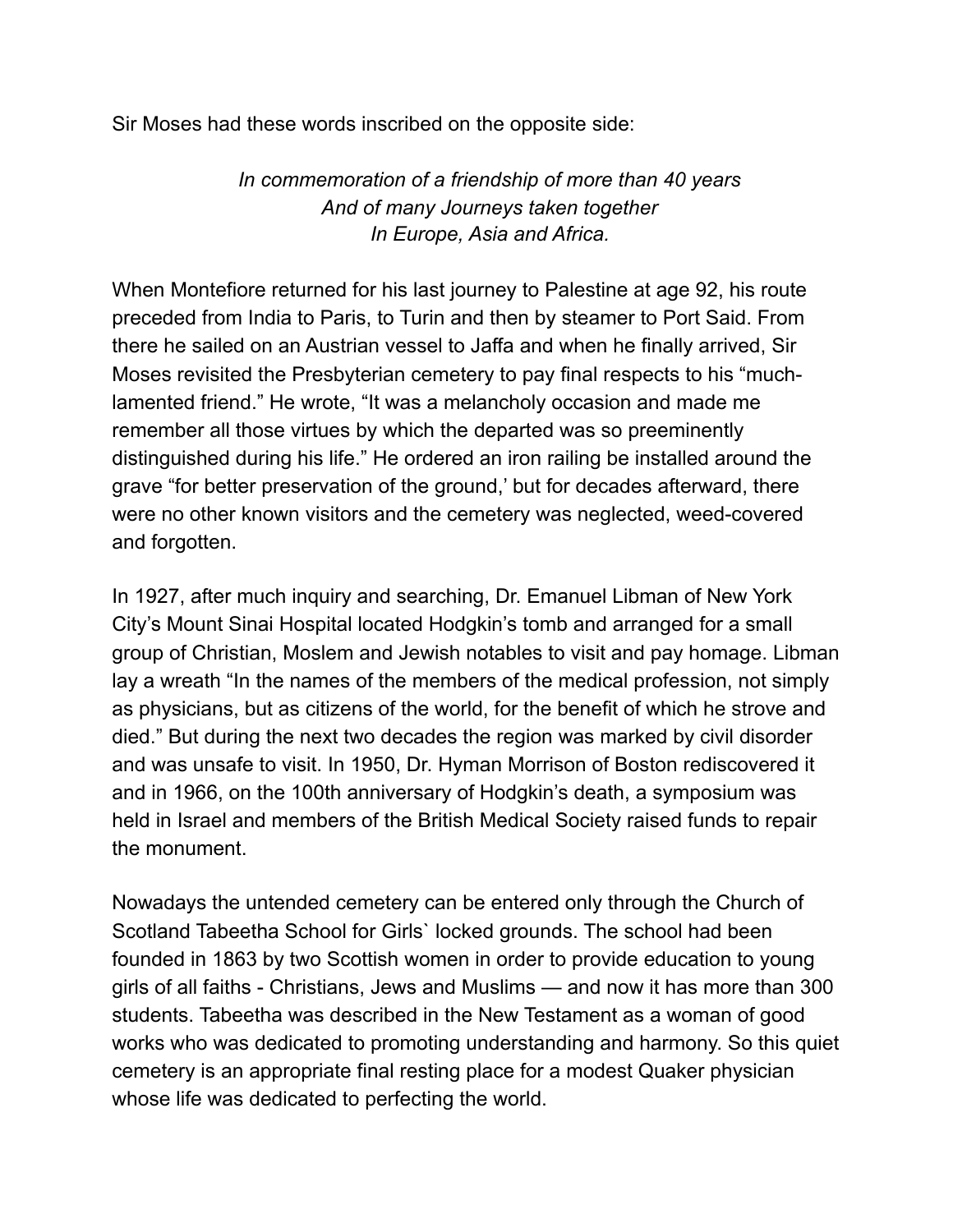Sir Moses had these words inscribed on the opposite side:

*In commemoration of a friendship of more than 40 years*
*And of many Journeys taken together*
*In Europe, Asia and Africa.*

When Montefiore returned for his last journey to Palestine at age 92, his route preceded from India to Paris, to Turin and then by steamer to Port Said. From there he sailed on an Austrian vessel to Jaffa and when he finally arrived, Sir Moses revisited the Presbyterian cemetery to pay final respects to his "much-lamented friend." He wrote, "It was a melancholy occasion and made me remember all those virtues by which the departed was so preeminently distinguished during his life." He ordered an iron railing be installed around the grave "for better preservation of the ground,' but for decades afterward, there were no other known visitors and the cemetery was neglected, weed-covered and forgotten.

In 1927, after much inquiry and searching, Dr. Emanuel Libman of New York City's Mount Sinai Hospital located Hodgkin's tomb and arranged for a small group of Christian, Moslem and Jewish notables to visit and pay homage. Libman lay a wreath "In the names of the members of the medical profession, not simply as physicians, but as citizens of the world, for the benefit of which he strove and died." But during the next two decades the region was marked by civil disorder and was unsafe to visit. In 1950, Dr. Hyman Morrison of Boston rediscovered it and in 1966, on the 100th anniversary of Hodgkin's death, a symposium was held in Israel and members of the British Medical Society raised funds to repair the monument.

Nowadays the untended cemetery can be entered only through the Church of Scotland Tabeetha School for Girls` locked grounds. The school had been founded in 1863 by two Scottish women in order to provide education to young girls of all faiths - Christians, Jews and Muslims — and now it has more than 300 students. Tabeetha was described in the New Testament as a woman of good works who was dedicated to promoting understanding and harmony. So this quiet cemetery is an appropriate final resting place for a modest Quaker physician whose life was dedicated to perfecting the world.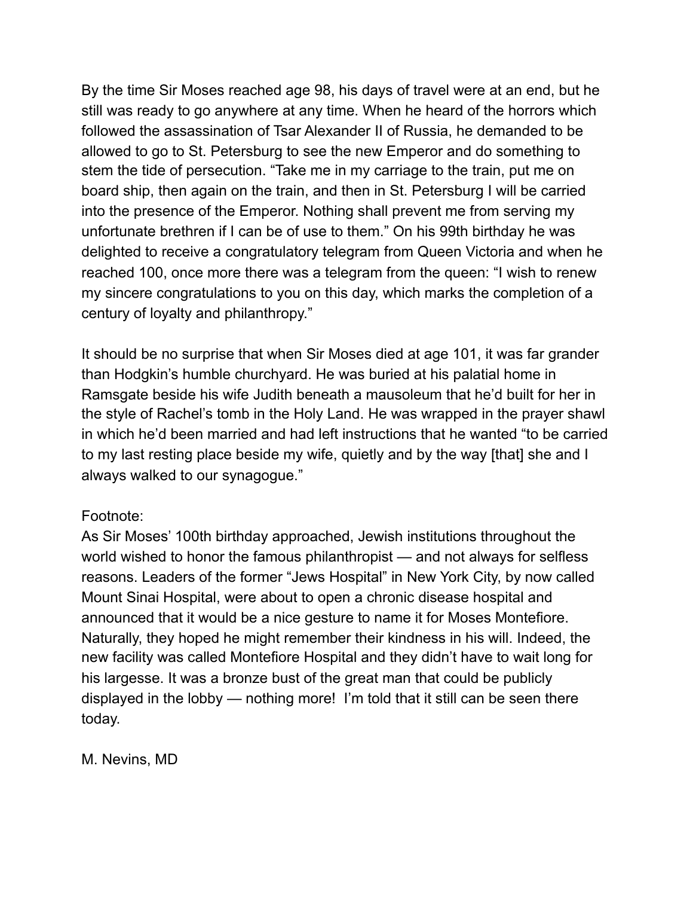By the time Sir Moses reached age 98, his days of travel were at an end, but he still was ready to go anywhere at any time. When he heard of the horrors which followed the assassination of Tsar Alexander II of Russia, he demanded to be allowed to go to St. Petersburg to see the new Emperor and do something to stem the tide of persecution. “Take me in my carriage to the train, put me on board ship, then again on the train, and then in St. Petersburg I will be carried into the presence of the Emperor. Nothing shall prevent me from serving my unfortunate brethren if I can be of use to them.” On his 99th birthday he was delighted to receive a congratulatory telegram from Queen Victoria and when he reached 100, once more there was a telegram from the queen: “I wish to renew my sincere congratulations to you on this day, which marks the completion of a century of loyalty and philanthropy.”

It should be no surprise that when Sir Moses died at age 101, it was far grander than Hodgkin’s humble churchyard. He was buried at his palatial home in Ramsgate beside his wife Judith beneath a mausoleum that he’d built for her in the style of Rachel’s tomb in the Holy Land. He was wrapped in the prayer shawl in which he’d been married and had left instructions that he wanted “to be carried to my last resting place beside my wife, quietly and by the way [that] she and I always walked to our synagogue.”

Footnote:
As Sir Moses’ 100th birthday approached, Jewish institutions throughout the world wished to honor the famous philanthropist — and not always for selfless reasons. Leaders of the former “Jews Hospital” in New York City, by now called Mount Sinai Hospital, were about to open a chronic disease hospital and announced that it would be a nice gesture to name it for Moses Montefiore. Naturally, they hoped he might remember their kindness in his will. Indeed, the new facility was called Montefiore Hospital and they didn’t have to wait long for his largesse. It was a bronze bust of the great man that could be publicly displayed in the lobby — nothing more! I’m told that it still can be seen there today.

M. Nevins, MD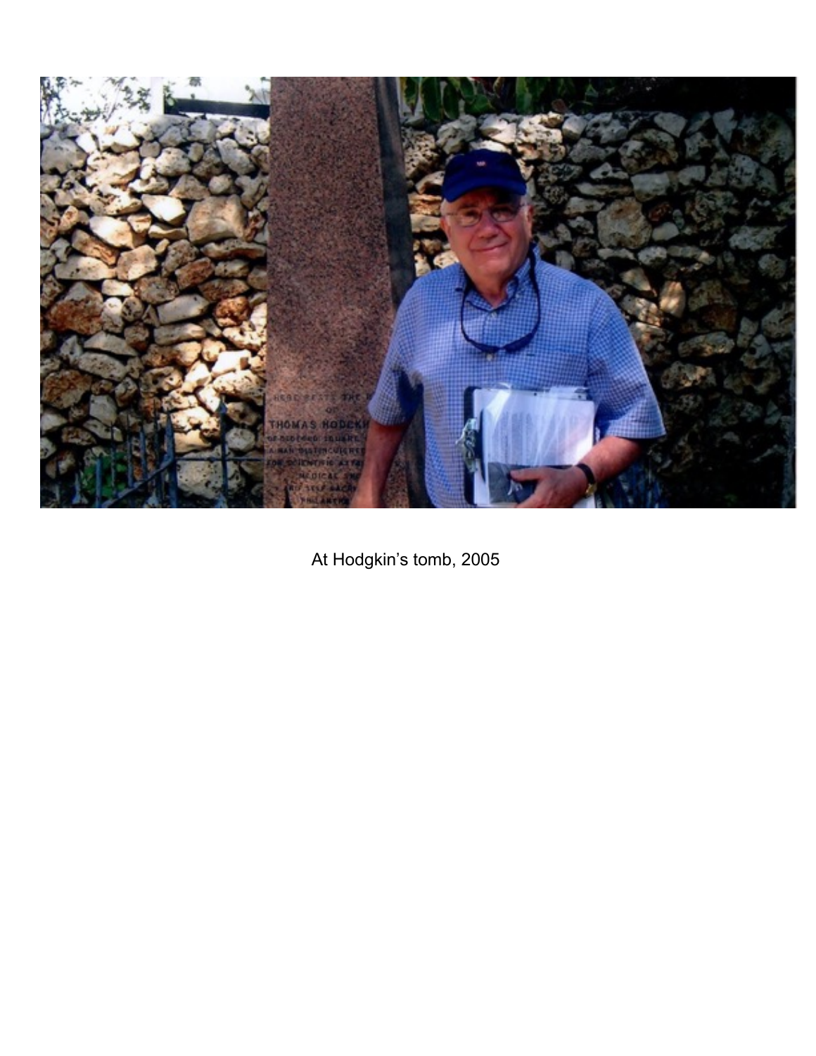At Hodgkin's tomb, 2005